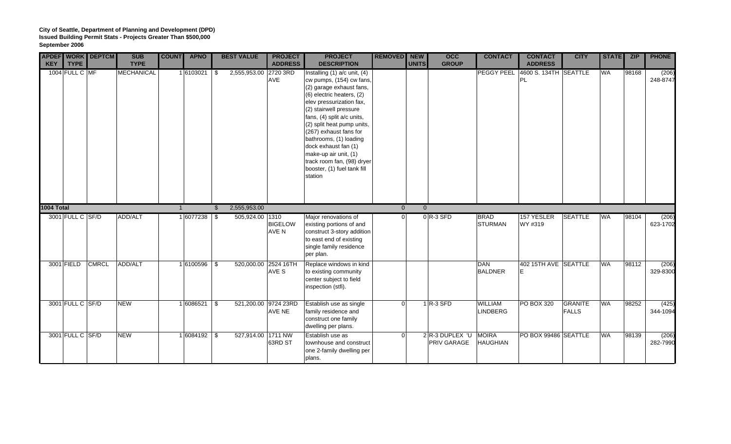**City of Seattle, Department of Planning and Development (DPD)**
**Issued Building Permit Stats - Projects Greater Than $500,000**
**September 2006**

| APDEF KEY | WORK TYPE | DEPTCM | SUB TYPE | COUNT | APNO | BEST VALUE | PROJECT ADDRESS | PROJECT DESCRIPTION | REMOVED | NEW UNITS | OCC GROUP | CONTACT | CONTACT ADDRESS | CITY | STATE | ZIP | PHONE |
|---|---|---|---|---|---|---|---|---|---|---|---|---|---|---|---|---|---|
| 1004 | FULL C | MF | MECHANICAL | 1 | 6103021 | $ 2,555,953.00 | 2720 3RD AVE | Installing (1) a/c unit, (4) cw pumps, (154) cw fans, (2) garage exhaust fans, (6) electric heaters, (2) elev pressurization fax, (2) stairwell pressure fans, (4) split a/c units, (2) split heat pump units, (267) exhaust fans for bathrooms, (1) loading dock exhaust fan (1) make-up air unit, (1) track room fan, (98) dryer booster, (1) fuel tank fill station | | | | PEGGY PEEL | 4600 S. 134TH PL | SEATTLE | WA | 98168 | (206) 248-8747 |
| **1004 Total** | | | | 1 | | $ 2,555,953.00 | | | 0 | 0 | | | | | | | |
| 3001 | FULL C | SF/D | ADD/ALT | 1 | 6077238 | $ 505,924.00 | 1310 BIGELOW AVE N | Major renovations of existing portions of and construct 3-story addition to east end of existing single family residence per plan. | 0 | 0 | R-3 SFD | BRAD STURMAN | 157 YESLER WY #319 | SEATTLE | WA | 98104 | (206) 623-1702 |
| 3001 | FIELD | CMRCL | ADD/ALT | 1 | 6100596 | $ 520,000.00 | 2524 16TH AVE S | Replace windows in kind to existing community center subject to field inspection (stfi). | | | | DAN BALDNER | 402 15TH AVE E | SEATTLE | WA | 98112 | (206) 329-8300 |
| 3001 | FULL C | SF/D | NEW | 1 | 6086521 | $ 521,200.00 | 9724 23RD AVE NE | Establish use as single family residence and construct one family dwelling per plans. | 0 | 1 | R-3 SFD | WILLIAM LINDBERG | PO BOX 320 | GRANITE FALLS | WA | 98252 | (425) 344-1094 |
| 3001 | FULL C | SF/D | NEW | 1 | 6084192 | $ 527,914.00 | 1711 NW 63RD ST | Establish use as townhouse and construct one 2-family dwelling per plans. | 0 | 2 | R-3 DUPLEX 'U PRIV GARAGE | MOIRA HAUGHIAN | PO BOX 99486 | SEATTLE | WA | 98139 | (206) 282-7990 |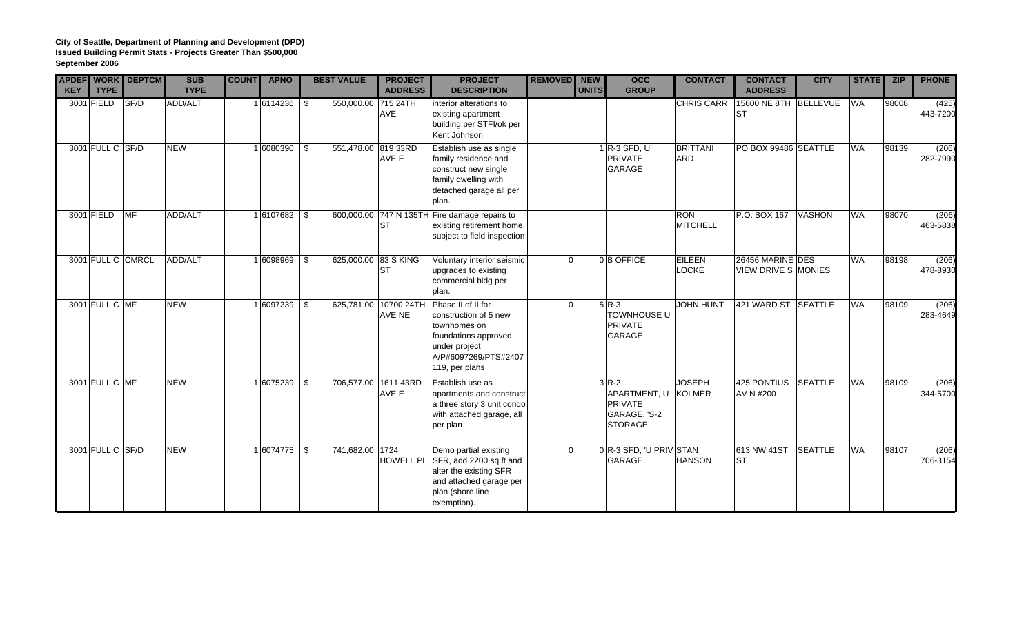**City of Seattle, Department of Planning and Development (DPD)**
**Issued Building Permit Stats - Projects Greater Than $500,000**
**September 2006**

| APDEF KEY | WORK TYPE | DEPTCM | SUB TYPE | COUNT | APNO | BEST VALUE | PROJECT ADDRESS | PROJECT DESCRIPTION | REMOVED | NEW UNITS | OCC GROUP | CONTACT | CONTACT ADDRESS | CITY | STATE | ZIP | PHONE |
|---|---|---|---|---|---|---|---|---|---|---|---|---|---|---|---|---|---|
| 3001 | FIELD | SF/D | ADD/ALT | 1 | 6114236 | $ 550,000.00 | 715 24TH AVE | interior alterations to existing apartment building per STFI/ok per Kent Johnson | | | | CHRIS CARR | 15600 NE 8TH ST | BELLEVUE | WA | 98008 | (425) 443-7200 |
| 3001 | FULL C | SF/D | NEW | 1 | 6080390 | $ 551,478.00 | 819 33RD AVE E | Establish use as single family residence and construct new single family dwelling with detached garage all per plan. | | 1 | R-3 SFD, U PRIVATE GARAGE | BRITTANI ARD | PO BOX 99486 | SEATTLE | WA | 98139 | (206) 282-7990 |
| 3001 | FIELD | MF | ADD/ALT | 1 | 6107682 | $ 600,000.00 | 747 N 135TH ST | Fire damage repairs to existing retirement home, subject to field inspection | | | | RON MITCHELL | P.O. BOX 167 | VASHON | WA | 98070 | (206) 463-5838 |
| 3001 | FULL C | CMRCL | ADD/ALT | 1 | 6098969 | $ 625,000.00 | 83 S KING ST | Voluntary interior seismic upgrades to existing commercial bldg per plan. | 0 | 0 | B OFFICE | EILEEN LOCKE | 26456 MARINE VIEW DRIVE S | DES MONIES | WA | 98198 | (206) 478-8930 |
| 3001 | FULL C | MF | NEW | 1 | 6097239 | $ 625,781.00 | 10700 24TH AVE NE | Phase II of II for construction of 5 new townhomes on foundations approved under project A/P#6097269/PTS#2407 119, per plans | 0 | 5 | R-3 TOWNHOUSE U PRIVATE GARAGE | JOHN HUNT | 421 WARD ST | SEATTLE | WA | 98109 | (206) 283-4649 |
| 3001 | FULL C | MF | NEW | 1 | 6075239 | $ 706,577.00 | 1611 43RD AVE E | Establish use as apartments and construct a three story 3 unit condo with attached garage, all per plan | | 3 | R-2 APARTMENT, U PRIVATE GARAGE, 'S-2 STORAGE | JOSEPH KOLMER | 425 PONTIUS AV N #200 | SEATTLE | WA | 98109 | (206) 344-5700 |
| 3001 | FULL C | SF/D | NEW | 1 | 6074775 | $ 741,682.00 | 1724 HOWELL PL | Demo partial existing SFR, add 2200 sq ft and alter the existing SFR and attached garage per plan (shore line exemption). | 0 | 0 | R-3 SFD, 'U PRIV GARAGE | STAN HANSON | 613 NW 41ST ST | SEATTLE | WA | 98107 | (206) 706-3154 |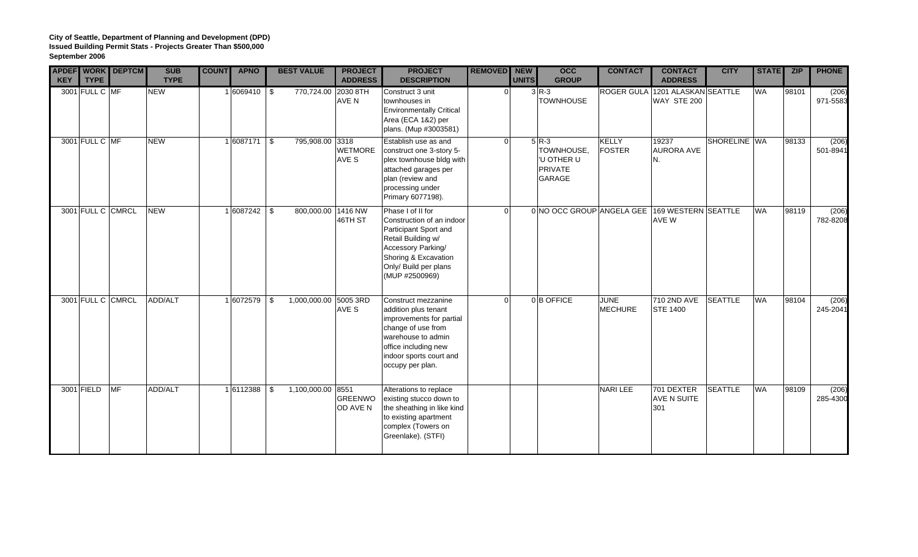**City of Seattle, Department of Planning and Development (DPD)**
**Issued Building Permit Stats - Projects Greater Than $500,000**
**September 2006**

| APDEF KEY | WORK TYPE | DEPTCM | SUB TYPE | COUNT | APNO | BEST VALUE | PROJECT ADDRESS | PROJECT DESCRIPTION | REMOVED | NEW UNITS | OCC GROUP | CONTACT | CONTACT ADDRESS | CITY | STATE | ZIP | PHONE |
|---|---|---|---|---|---|---|---|---|---|---|---|---|---|---|---|---|---|
| 3001 | FULL C | MF | NEW | 1 | 6069410 | $ 770,724.00 | 2030 8TH AVE N | Construct 3 unit townhouses in Environmentally Critical Area (ECA 1&2) per plans. (Mup #3003581) | 0 | 3 | R-3 TOWNHOUSE | ROGER GULA | 1201 ALASKAN WAY STE 200 | SEATTLE | WA | 98101 | (206) 971-5583 |
| 3001 | FULL C | MF | NEW | 1 | 6087171 | $ 795,908.00 | 3318 WETMORE AVE S | Establish use as and construct one 3-story 5-plex townhouse bldg with attached garages per plan (review and processing under Primary 6077198). | 0 | 5 | R-3 TOWNHOUSE, 'U OTHER U PRIVATE GARAGE | KELLY FOSTER | 19237 AURORA AVE N. | SHORELINE | WA | 98133 | (206) 501-8941 |
| 3001 | FULL C | CMRCL | NEW | 1 | 6087242 | $ 800,000.00 | 1416 NW 46TH ST | Phase I of II for Construction of an indoor Participant Sport and Retail Building w/ Accessory Parking/ Shoring & Excavation Only/ Build per plans (MUP #2500969) | 0 | 0 | NO OCC GROUP | ANGELA GEE | 169 WESTERN AVE W | SEATTLE | WA | 98119 | (206) 782-8208 |
| 3001 | FULL C | CMRCL | ADD/ALT | 1 | 6072579 | $ 1,000,000.00 | 5005 3RD AVE S | Construct mezzanine addition plus tenant improvements for partial change of use from warehouse to admin office including new indoor sports court and occupy per plan. | 0 | 0 | B OFFICE | JUNE MECHURE | 710 2ND AVE STE 1400 | SEATTLE | WA | 98104 | (206) 245-2041 |
| 3001 | FIELD | MF | ADD/ALT | 1 | 6112388 | $ 1,100,000.00 | 8551 GREENWOOD AVE N | Alterations to replace existing stucco down to the sheathing in like kind to existing apartment complex (Towers on Greenlake). (STFI) | | | | NARI LEE | 701 DEXTER AVE N SUITE 301 | SEATTLE | WA | 98109 | (206) 285-4300 |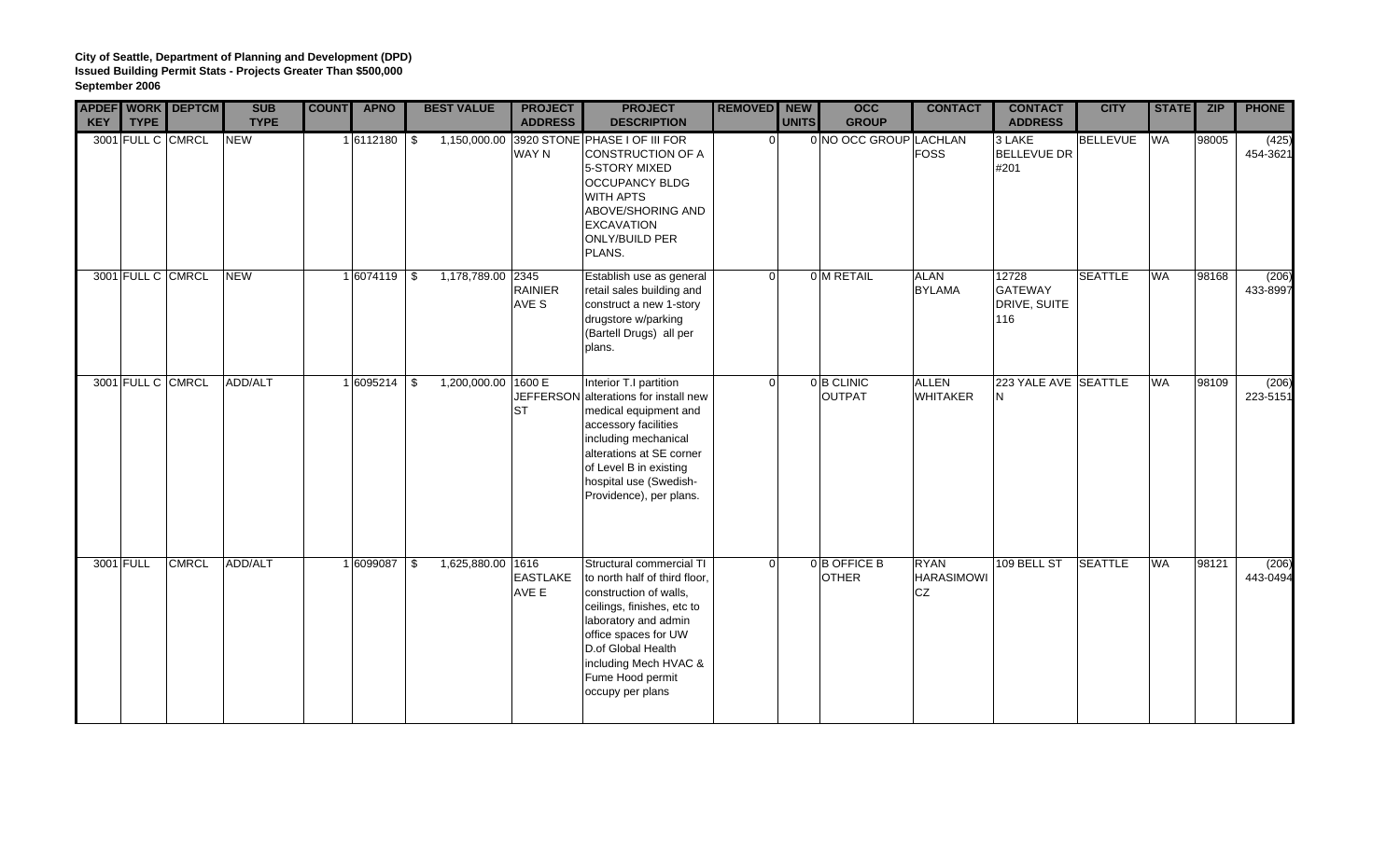**City of Seattle, Department of Planning and Development (DPD)**
**Issued Building Permit Stats - Projects Greater Than $500,000**
**September 2006**

| APDEF KEY | WORK TYPE | DEPTCM | SUB TYPE | COUNT | APNO | BEST VALUE | PROJECT ADDRESS | PROJECT DESCRIPTION | REMOVED | NEW UNITS | OCC GROUP | CONTACT | CONTACT ADDRESS | CITY | STATE | ZIP | PHONE |
|---|---|---|---|---|---|---|---|---|---|---|---|---|---|---|---|---|---|
| 3001 | FULL C | CMRCL | NEW | 1 | 6112180 | $ 1,150,000.00 | 3920 STONE WAY N | PHASE I OF III FOR CONSTRUCTION OF A 5-STORY MIXED OCCUPANCY BLDG WITH APTS ABOVE/SHORING AND EXCAVATION ONLY/BUILD PER PLANS. | 0 | 0 | NO OCC GROUP | LACHLAN FOSS | 3 LAKE BELLEVUE DR #201 | BELLEVUE | WA | 98005 | (425) 454-3621 |
| 3001 | FULL C | CMRCL | NEW | 1 | 6074119 | $ 1,178,789.00 | 2345 RAINIER AVE S | Establish use as general retail sales building and construct a new 1-story drugstore w/parking (Bartell Drugs) all per plans. | 0 | 0 | M RETAIL | ALAN BYLAMA | 12728 GATEWAY DRIVE, SUITE 116 | SEATTLE | WA | 98168 | (206) 433-8997 |
| 3001 | FULL C | CMRCL | ADD/ALT | 1 | 6095214 | $ 1,200,000.00 | 1600 E JEFFERSON ST | Interior T.I partition alterations for install new medical equipment and accessory facilities including mechanical alterations at SE corner of Level B in existing hospital use (Swedish-Providence), per plans. | 0 | 0 | B CLINIC OUTPAT | ALLEN WHITAKER | 223 YALE AVE N | SEATTLE | WA | 98109 | (206) 223-5151 |
| 3001 | FULL | CMRCL | ADD/ALT | 1 | 6099087 | $ 1,625,880.00 | 1616 EASTLAKE AVE E | Structural commercial TI to north half of third floor, construction of walls, ceilings, finishes, etc to laboratory and admin office spaces for UW D.of Global Health including Mech HVAC & Fume Hood permit occupy per plans | 0 | 0 | B OFFICE B OTHER | RYAN HARASIMOWICZ | 109 BELL ST | SEATTLE | WA | 98121 | (206) 443-0494 |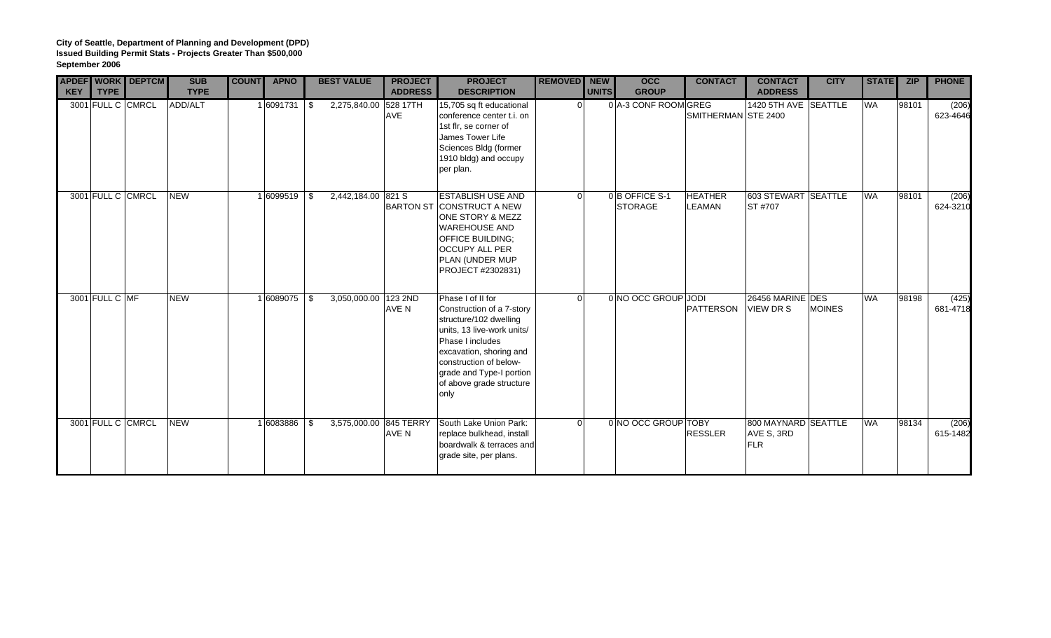**City of Seattle, Department of Planning and Development (DPD)**
**Issued Building Permit Stats - Projects Greater Than $500,000**
**September 2006**

| APDEF KEY | WORK TYPE | DEPTCM | SUB TYPE | COUNT | APNO | BEST VALUE | PROJECT ADDRESS | PROJECT DESCRIPTION | REMOVED | NEW UNITS | OCC GROUP | CONTACT | CONTACT ADDRESS | CITY | STATE | ZIP | PHONE |
|---|---|---|---|---|---|---|---|---|---|---|---|---|---|---|---|---|---|
| 3001 | FULL C | CMRCL | ADD/ALT | 1 | 6091731 | $ 2,275,840.00 | 528 17TH AVE | 15,705 sq ft educational conference center t.i. on 1st flr, se corner of James Tower Life Sciences Bldg (former 1910 bldg) and occupy per plan. | 0 | 0 | A-3 CONF ROOM | GREG SMITHERMAN | 1420 5TH AVE STE 2400 | SEATTLE | WA | 98101 | (206) 623-4646 |
| 3001 | FULL C | CMRCL | NEW | 1 | 6099519 | $ 2,442,184.00 | 821 S BARTON ST | ESTABLISH USE AND CONSTRUCT A NEW ONE STORY & MEZZ WAREHOUSE AND OFFICE BUILDING; OCCUPY ALL PER PLAN (UNDER MUP PROJECT #2302831) | 0 | 0 | B OFFICE S-1 STORAGE | HEATHER LEAMAN | 603 STEWART ST #707 | SEATTLE | WA | 98101 | (206) 624-3210 |
| 3001 | FULL C | MF | NEW | 1 | 6089075 | $ 3,050,000.00 | 123 2ND AVE N | Phase I of II for Construction of a 7-story structure/102 dwelling units, 13 live-work units/ Phase I includes excavation, shoring and construction of below-grade and Type-I portion of above grade structure only | 0 | 0 | NO OCC GROUP | JODI PATTERSON | 26456 MARINE VIEW DR S | DES MOINES | WA | 98198 | (425) 681-4718 |
| 3001 | FULL C | CMRCL | NEW | 1 | 6083886 | $ 3,575,000.00 | 845 TERRY AVE N | South Lake Union Park: replace bulkhead, install boardwalk & terraces and grade site, per plans. | 0 | 0 | NO OCC GROUP | TOBY RESSLER | 800 MAYNARD AVE S, 3RD FLR | SEATTLE | WA | 98134 | (206) 615-1482 |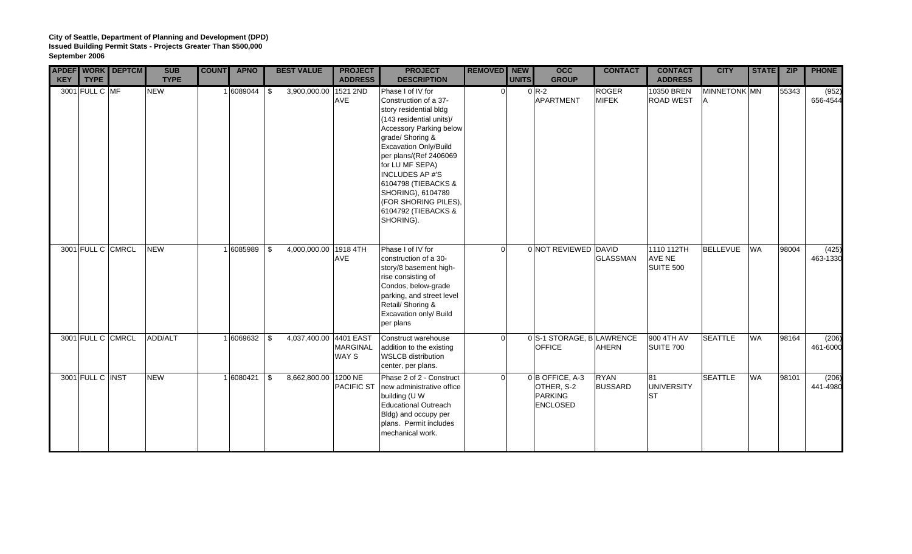**City of Seattle, Department of Planning and Development (DPD)**
**Issued Building Permit Stats - Projects Greater Than $500,000**
**September 2006**

| APDEF KEY | WORK TYPE | DEPTCM | SUB TYPE | COUNT | APNO | BEST VALUE | PROJECT ADDRESS | PROJECT DESCRIPTION | REMOVED | NEW UNITS | OCC GROUP | CONTACT | CONTACT ADDRESS | CITY | STATE | ZIP | PHONE |
|---|---|---|---|---|---|---|---|---|---|---|---|---|---|---|---|---|---|
| 3001 | FULL C | MF | NEW | 1 | 6089044 | $ 3,900,000.00 | 1521 2ND AVE | Phase I of IV for Construction of a 37-story residential bldg (143 residential units)/ Accessory Parking below grade/ Shoring & Excavation Only/Build per plans/(Ref 2406069 for LU MF SEPA) INCLUDES AP #'S 6104798 (TIEBACKS & SHORING), 6104789 (FOR SHORING PILES), 6104792 (TIEBACKS & SHORING). | 0 | 0 | R-2 APARTMENT | ROGER MIFEK | 10350 BREN ROAD WEST | MINNETONKA | MN | 55343 | (952) 656-4544 |
| 3001 | FULL C | CMRCL | NEW | 1 | 6085989 | $ 4,000,000.00 | 1918 4TH AVE | Phase I of IV for construction of a 30-story/8 basement high-rise consisting of Condos, below-grade parking, and street level Retail/ Shoring & Excavation only/ Build per plans | 0 | 0 | NOT REVIEWED | DAVID GLASSMAN | 1110 112TH AVE NE SUITE 500 | BELLEVUE | WA | 98004 | (425) 463-1330 |
| 3001 | FULL C | CMRCL | ADD/ALT | 1 | 6069632 | $ 4,037,400.00 | 4401 EAST MARGINAL WAY S | Construct warehouse addition to the existing WSLCB distribution center, per plans. | 0 | 0 | S-1 STORAGE, B OFFICE | LAWRENCE AHERN | 900 4TH AV SUITE 700 | SEATTLE | WA | 98164 | (206) 461-6000 |
| 3001 | FULL C | INST | NEW | 1 | 6080421 | $ 8,662,800.00 | 1200 NE PACIFIC ST | Phase 2 of 2 - Construct new administrative office building (U W Educational Outreach Bldg) and occupy per plans. Permit includes mechanical work. | 0 | 0 | B OFFICE, A-3 OTHER, S-2 PARKING ENCLOSED | RYAN BUSSARD | 81 UNIVERSITY ST | SEATTLE | WA | 98101 | (206) 441-4980 |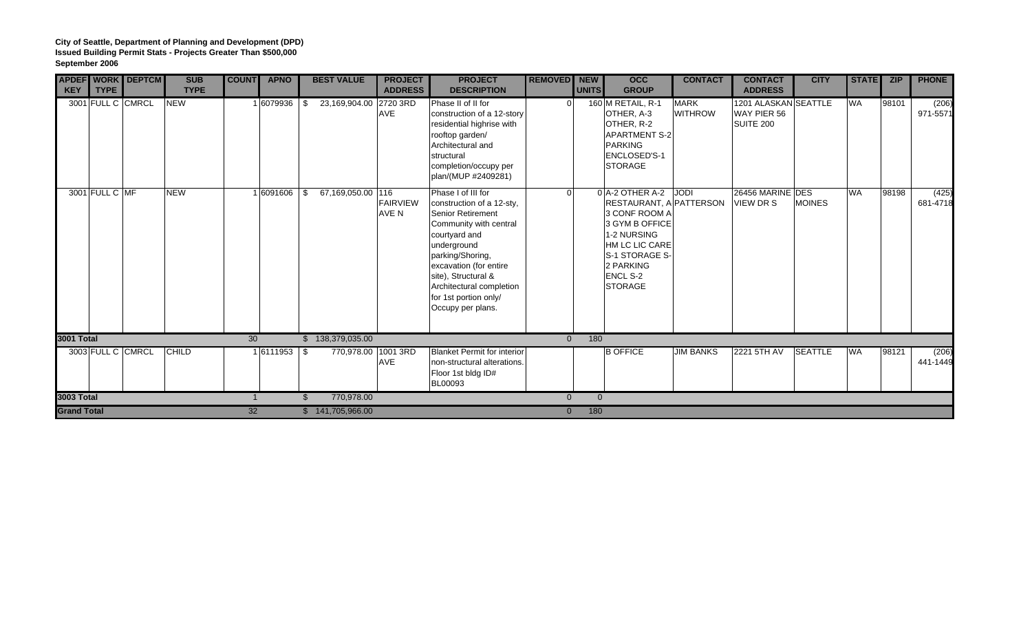**City of Seattle, Department of Planning and Development (DPD)**
**Issued Building Permit Stats - Projects Greater Than $500,000**
**September 2006**

| APDEF KEY | WORK TYPE | DEPTCM | SUB TYPE | COUNT | APNO | BEST VALUE | PROJECT ADDRESS | PROJECT DESCRIPTION | REMOVED | NEW UNITS | OCC GROUP | CONTACT | CONTACT ADDRESS | CITY | STATE | ZIP | PHONE |
|---|---|---|---|---|---|---|---|---|---|---|---|---|---|---|---|---|---|
| 3001 | FULL C | CMRCL | NEW | 1 | 6079936 | $ 23,169,904.00 | 2720 3RD AVE | Phase II of II for construction of a 12-story residential highrise with rooftop garden/ Architectural and structural completion/occupy per plan/(MUP #2409281) | 0 | 160 | M RETAIL, R-1 OTHER, A-3 OTHER, R-2 APARTMENT S-2 PARKING ENCLOSED'S-1 STORAGE | MARK WITHROW | 1201 ALASKAN WAY PIER 56 SUITE 200 | SEATTLE | WA | 98101 | (206) 971-5571 |
| 3001 | FULL C | MF | NEW | 1 | 6091606 | $ 67,169,050.00 | 116 FAIRVIEW AVE N | Phase I of III for construction of a 12-sty, Senior Retirement Community with central courtyard and underground parking/Shoring, excavation (for entire site), Structural & Architectural completion for 1st portion only/ Occupy per plans. | 0 | 0 | A-2 OTHER A-2 RESTAURANT, A 3 CONF ROOM A 3 GYM B OFFICE 1-2 NURSING HM LC LIC CARE S-1 STORAGE S-2 PARKING ENCL S-2 STORAGE | JODI PATTERSON | 26456 MARINE VIEW DR S | DES MOINES | WA | 98198 | (425) 681-4718 |
| **3001 Total** | | | | 30 | | $ 138,379,035.00 | | | 0 | 180 | | | | | | | |
| 3003 | FULL C | CMRCL | CHILD | 1 | 6111953 | $ 770,978.00 | 1001 3RD AVE | Blanket Permit for interior non-structural alterations. Floor 1st bldg ID# BL00093 | | | B OFFICE | JIM BANKS | 2221 5TH AV | SEATTLE | WA | 98121 | (206) 441-1449 |
| **3003 Total** | | | | 1 | | $ 770,978.00 | | | 0 | 0 | | | | | | | |
| **Grand Total** | | | | 32 | | $ 141,705,966.00 | | | 0 | 180 | | | | | | | |